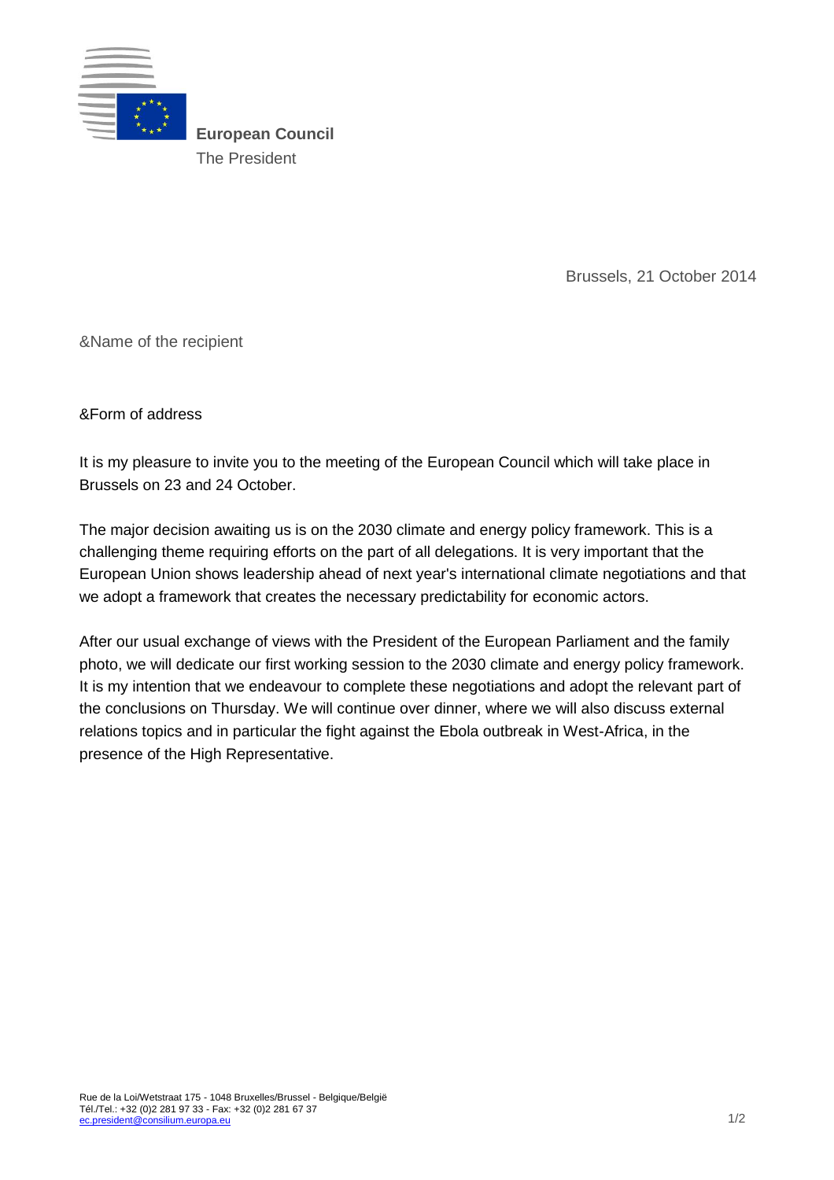**European Council**
The President

Brussels, 21 October 2014

&Name of the recipient

&Form of address

It is my pleasure to invite you to the meeting of the European Council which will take place in Brussels on 23 and 24 October.

The major decision awaiting us is on the 2030 climate and energy policy framework. This is a challenging theme requiring efforts on the part of all delegations. It is very important that the European Union shows leadership ahead of next year's international climate negotiations and that we adopt a framework that creates the necessary predictability for economic actors.

After our usual exchange of views with the President of the European Parliament and the family photo, we will dedicate our first working session to the 2030 climate and energy policy framework. It is my intention that we endeavour to complete these negotiations and adopt the relevant part of the conclusions on Thursday. We will continue over dinner, where we will also discuss external relations topics and in particular the fight against the Ebola outbreak in West-Africa, in the presence of the High Representative.

Rue de la Loi/Wetstraat 175 - 1048 Bruxelles/Brussel - Belgique/België
Tél./Tel.: +32 (0)2 281 97 33 - Fax: +32 (0)2 281 67 37
ec.president@consilium.europa.eu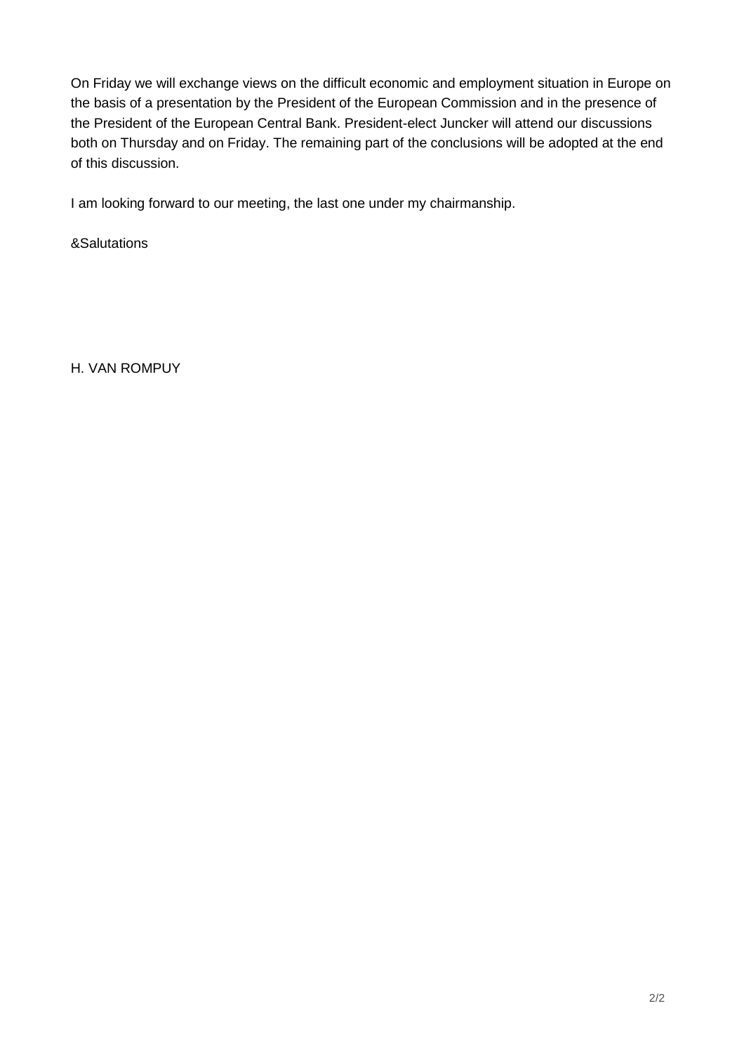On Friday we will exchange views on the difficult economic and employment situation in Europe on the basis of a presentation by the President of the European Commission and in the presence of the President of the European Central Bank. President-elect Juncker will attend our discussions both on Thursday and on Friday. The remaining part of the conclusions will be adopted at the end of this discussion.

I am looking forward to our meeting, the last one under my chairmanship.

&Salutations

H. VAN ROMPUY